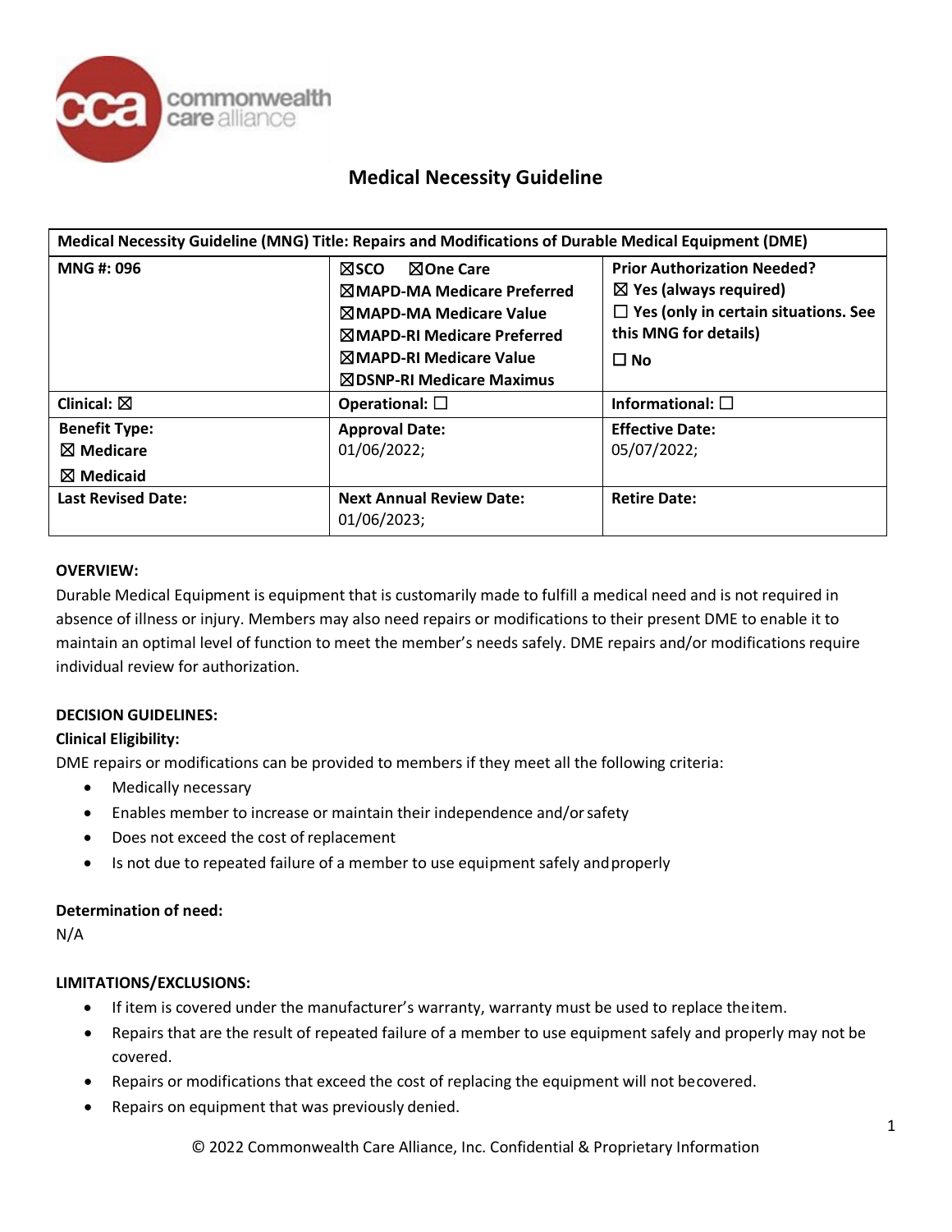# Medical Necessity Guideline

| Medical Necessity Guideline (MNG) Title: Repairs and Modifications of Durable Medical Equipment (DME) | | |
|---|---|---|
| **MNG #: 096** | ☒SCO ☒One Care<br>☒MAPD-MA Medicare Preferred<br>☒MAPD-MA Medicare Value<br>☒MAPD-RI Medicare Preferred<br>☒MAPD-RI Medicare Value<br>☒DSNP-RI Medicare Maximus | **Prior Authorization Needed?**<br>☒ Yes (always required)<br>☐ Yes (only in certain situations. See this MNG for details)<br>☐ No |
| **Clinical:** ☒ | **Operational:** ☐ | **Informational:** ☐ |
| **Benefit Type:**<br>☒ Medicare<br>☒ Medicaid | **Approval Date:**<br>01/06/2022; | **Effective Date:**<br>05/07/2022; |
| **Last Revised Date:** | **Next Annual Review Date:**<br>01/06/2023; | **Retire Date:** |

**OVERVIEW:**

Durable Medical Equipment is equipment that is customarily made to fulfill a medical need and is not required in absence of illness or injury. Members may also need repairs or modifications to their present DME to enable it to maintain an optimal level of function to meet the member's needs safely. DME repairs and/or modifications require individual review for authorization.

**DECISION GUIDELINES:**

**Clinical Eligibility:**

DME repairs or modifications can be provided to members if they meet all the following criteria:

- Medically necessary
- Enables member to increase or maintain their independence and/or safety
- Does not exceed the cost of replacement
- Is not due to repeated failure of a member to use equipment safely and properly

**Determination of need:**

N/A

**LIMITATIONS/EXCLUSIONS:**

- If item is covered under the manufacturer's warranty, warranty must be used to replace the item.
- Repairs that are the result of repeated failure of a member to use equipment safely and properly may not be covered.
- Repairs or modifications that exceed the cost of replacing the equipment will not be covered.
- Repairs on equipment that was previously denied.

© 2022 Commonwealth Care Alliance, Inc. Confidential & Proprietary Information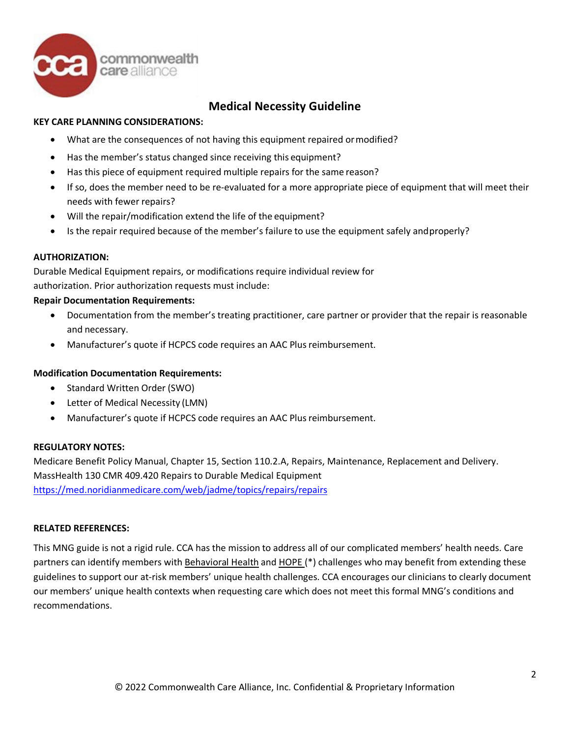# Medical Necessity Guideline

**KEY CARE PLANNING CONSIDERATIONS:**

- What are the consequences of not having this equipment repaired or modified?
- Has the member's status changed since receiving this equipment?
- Has this piece of equipment required multiple repairs for the same reason?
- If so, does the member need to be re-evaluated for a more appropriate piece of equipment that will meet their needs with fewer repairs?
- Will the repair/modification extend the life of the equipment?
- Is the repair required because of the member's failure to use the equipment safely and properly?

**AUTHORIZATION:**

Durable Medical Equipment repairs, or modifications require individual review for authorization. Prior authorization requests must include:

**Repair Documentation Requirements:**

- Documentation from the member's treating practitioner, care partner or provider that the repair is reasonable and necessary.
- Manufacturer's quote if HCPCS code requires an AAC Plus reimbursement.

**Modification Documentation Requirements:**

- Standard Written Order (SWO)
- Letter of Medical Necessity (LMN)
- Manufacturer's quote if HCPCS code requires an AAC Plus reimbursement.

**REGULATORY NOTES:**

Medicare Benefit Policy Manual, Chapter 15, Section 110.2.A, Repairs, Maintenance, Replacement and Delivery.
MassHealth 130 CMR 409.420 Repairs to Durable Medical Equipment
https://med.noridianmedicare.com/web/jadme/topics/repairs/repairs

**RELATED REFERENCES:**

This MNG guide is not a rigid rule. CCA has the mission to address all of our complicated members' health needs. Care partners can identify members with Behavioral Health and HOPE (*) challenges who may benefit from extending these guidelines to support our at-risk members' unique health challenges. CCA encourages our clinicians to clearly document our members' unique health contexts when requesting care which does not meet this formal MNG's conditions and recommendations.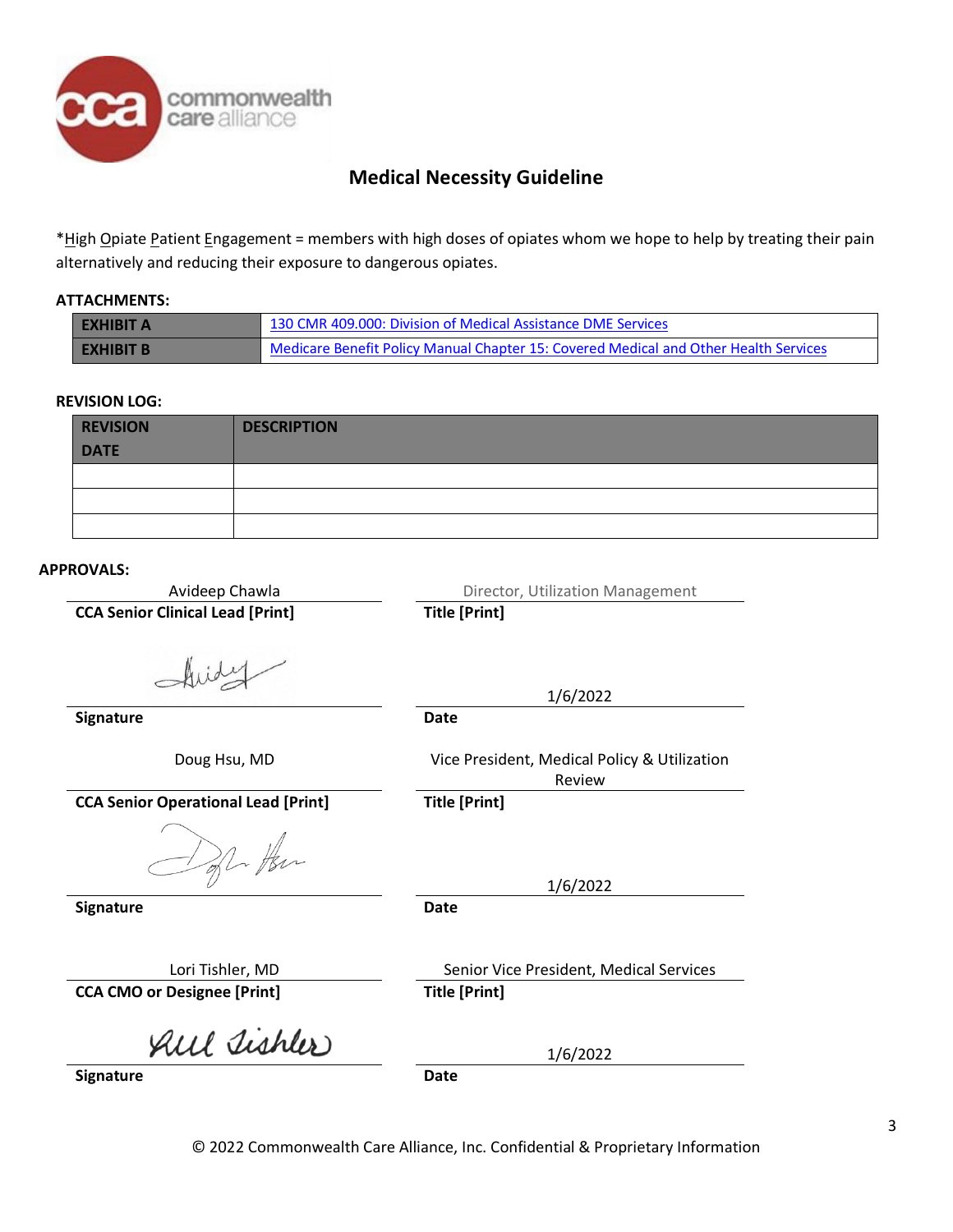## Medical Necessity Guideline

*High Opiate Patient Engagement = members with high doses of opiates whom we hope to help by treating their pain alternatively and reducing their exposure to dangerous opiates.

**ATTACHMENTS:**

| | |
|---|---|
| **EXHIBIT A** | 130 CMR 409.000: Division of Medical Assistance DME Services |
| **EXHIBIT B** | Medicare Benefit Policy Manual Chapter 15: Covered Medical and Other Health Services |

**REVISION LOG:**

| REVISION DATE | DESCRIPTION |
|---|---|
| | |
| | |
| | |

**APPROVALS:**

| | |
|---|---|
| Avideep Chawla | Director, Utilization Management |
| **CCA Senior Clinical Lead [Print]** | **Title [Print]** |
| | 1/6/2022 |
| **Signature** | **Date** |
| Doug Hsu, MD | Vice President, Medical Policy & Utilization Review |
| **CCA Senior Operational Lead [Print]** | **Title [Print]** |
| | 1/6/2022 |
| **Signature** | **Date** |
| Lori Tishler, MD | Senior Vice President, Medical Services |
| **CCA CMO or Designee [Print]** | **Title [Print]** |
| | 1/6/2022 |
| **Signature** | **Date** |

© 2022 Commonwealth Care Alliance, Inc. Confidential & Proprietary Information